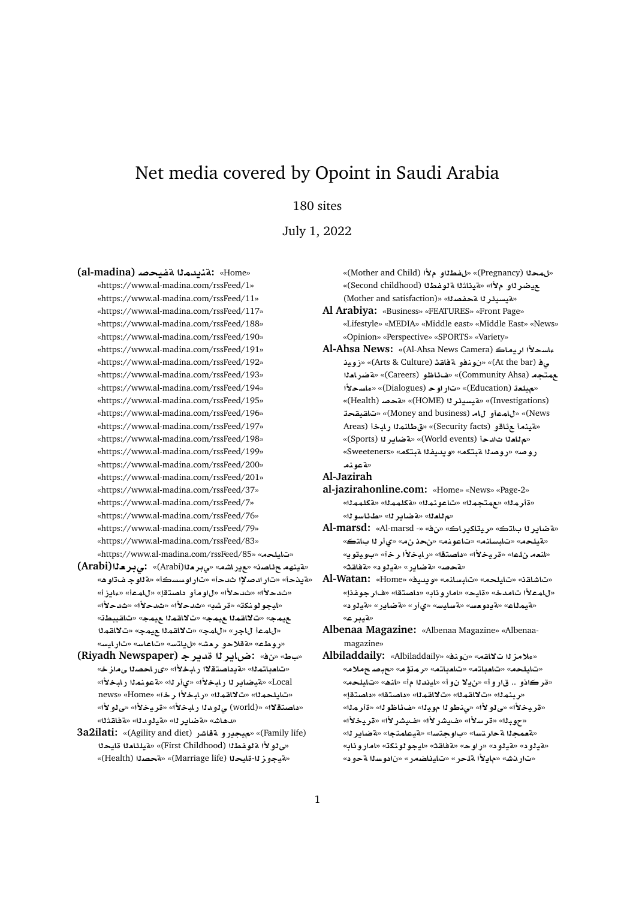# Net media covered by Opoint in Saudi Arabia

180 sites

July 1, 2022

**(al-madina) صحيفة المدينة:** «Home» «https://www.al-madina.com/rssFeed/1» «https://www.al-madina.com/rssFeed/11» «https://www.al-madina.com/rssFeed/117» «https://www.al-madina.com/rssFeed/188» «https://www.al-madina.com/rssFeed/190» «https://www.al-madina.com/rssFeed/191» «https://www.al-madina.com/rssFeed/192» «https://www.al-madina.com/rssFeed/193» «https://www.al-madina.com/rssFeed/194» «https://www.al-madina.com/rssFeed/195» «https://www.al-madina.com/rssFeed/196» «https://www.al-madina.com/rssFeed/197» «https://www.al-madina.com/rssFeed/198» «https://www.al-madina.com/rssFeed/199» «https://www.al-madina.com/rssFeed/200» «https://www.al-madina.com/rssFeed/201» «https://www.al-madina.com/rssFeed/37» «https://www.al-madina.com/rssFeed/7» «https://www.al-madina.com/rssFeed/76» «https://www.al-madina.com/rssFeed/79» «https://www.al-madina.com/rssFeed/83» «https://www.al-madina.com/rssFeed/85» «محليات»

**(Arabi)العربي:** «(Arabi)العربي» «مشاريع» «نصائح مهنية» «هواتف وجوالة» «أحدث الإصدارات» «أحدث اكسسوارات» «أزياء» «أعمال» «إقتصاد وأموال» «الأحداث» «الأحداث» «الأحداث» «الأحداث» «بشرة» «تكنولوجيا» «تطبيقات» «جميع المقالات» «جميع المقالات» «جميع المقالات» «جميع المقالات» «جمال» «رجال أعمال» «سيارات» «ساعات» «ستايل» «شهر وحلاقة» «عطور»

**(Riyadh Newspaper) جريدة الرياض:** «فن» «طب» «خدمات الحصار» «الأخبار الاستدادية» «المتابعات» «الأخبار» «الرأي» «الأخبار المنوعة» «Local news» «Home» «الأخبار الرياضية» «الأخبار» «آخر الأخبار» «المقالات» «المحليات» «الاقتصاد» «(world) الأخبار الدولي» «الأخبار» «الأولى» «الثقافة» «الدولية» «الرياضة» «شاهد»

**3a2ilati:** «(Agility and diet) رشاقة وريجيم» «(Family life) الحياة العائلية» «(First Childhood) الطفولة الأولى» «(Health) الصحة» «(Marriage life) الحياة الزوجية» «(Pregnancy) الحمل» «(Mother and Child) الأم والطفل» «(Second childhood) الطفولة الثانية» «الأم والرضيع» «(Mother and satisfaction) الصفحة الرئيسية»

**Al Arabiya:** «Business» «FEATURES» «Front Page» «Lifestyle» «MEDIA» «Middle east» «Middle East» «News» «Opinion» «Perspective» «SPORTS» «Variety»

**Al-Ahsa News:** «(Al-Ahsa News Camera) كاميرا الأحساء» «(At the bar) في» «(Arts & Culture) ثقافة وفنون» «ديوز» «(Community Ahsa) مجتمع» «(Careers) وظائف» «المدارسة» «(Education) تعليم» «(Dialogues) حوارات» «الأحساء» «(Health) صحة» «(HOME) الرئيسية» «(Investigations) تحقيقات» «(Money and business) مال وأعمال» «(News Areas) أخبار المناطق» «(Security facts) وقائع أمنية» «(Sports) رياضة» «(World events) أحداث العالم» «Sweeteners» «مكتبة الفيديو» «مكتبة الصور» «صور منوعة»

**Al-Jazirah**

**al-jazirahonline.com:** «Home» «News» «Page-2» «المرأة» «المجتمع» «المنوعات» «المكلمة» «العالم» «الرياضة» «الوساطة»

**Al-marsd:** «Al-marsd -» «فن» «كاريكاتير» «كتاب الرياضة» «محلية» «منوعات» «مساعدات» «من نحن» «كتاب الرأي» «اعلن معنا» «آخر الأخبار» «اقتصاد» «الخريطة» «يوتيوب» «صحة» «رياضة» «دولية» «ثقافة»

**Al-Watan:** «Home» «فيديو» «منوعات» «محليات» «نقاشات» «إنفوجراف» «اقتصاد» «بانوراما» «حياة» «مدخلات الأعمال» «دولية» «رياضة» «رأي» «سياسة» «سعودية» «عالمية» «عربية»

**Albenaa Magazine:** «Albenaa Magazine» «Albenaa-magazine»

**Albiladdaily:** «Albiladdaily» «فنون» «مقالات الرمزاء» «ملامح صبح» «محليات» «متابعات» «مؤتمر» «متابعات» «محليات» «هنا» «أم المدينة» «أو الين» «وأوراق .. وذكرى» «إقتصاد» «اقتصاد» «المقالات» «المنبر» «الأخبار» «الأولى» «اليوم الوطني» «الوظائف» «الخريطة» «الأرشيف» «الأرشيف» «الأسرة» «البرحو» «الرياضة» «اجتماعية» «استراحة الجمعة» «بانوراما» «تكنولوجيا» «ثقافة» «حوار» «دولية» «دولية» «رمضانيات» «حركة الأيام» «دوسان» «شذرات»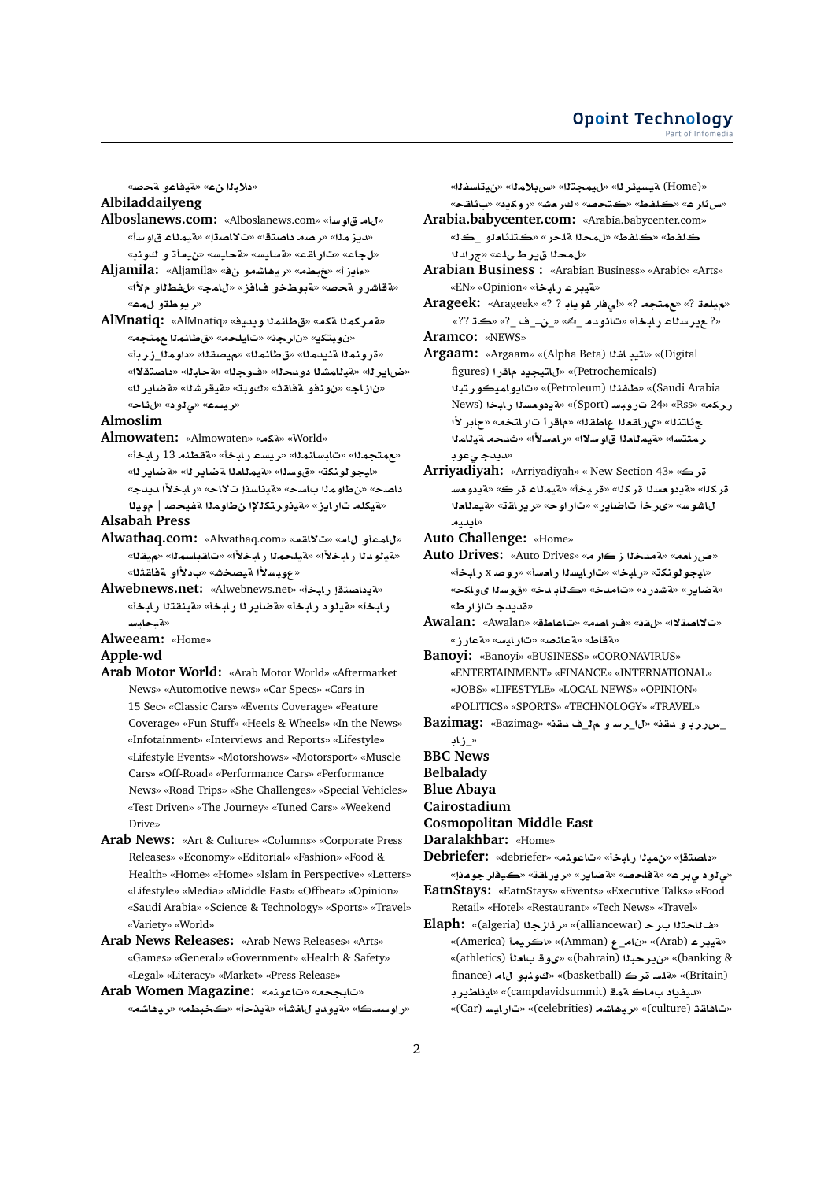«Home» «المستثمرين» «المجلس العالمي» «الرئيسية» «حقائب» «ديكور» «شراكة» «تصحيح» «اطفال» «عرض»

**Arabia.babycenter.com:** «Arabia.babycenter.com» «طفلك لمرحلة رضاعة» «طفلك للمرحلة الإدراك» «علی طريق المرحلة»

**Arabian Business :** «Arabian Business» «Arabic» «Arts» «EN» «Opinion» «أخبار عربية»

**Arageek:** «Arageek» «? ? بالفيديو?» «مجتمع ?» «تعليم» «? أخبار السرعة» «مدونات» «_فـ_نـ_» «? كتب ??»

**Aramco:** «NEWS»

**Argaam:** «(Alpha Beta) الفا بيتا» «(Digital figures) أرقام ديجيتال» «(Petrochemicals) البتروكيماويات» «(Petroleum) النفط» «(Saudi Arabia News) أخبار السعودية» «(Sport) 24 سبورت» «Rss» «مركز النتائج» «القطاع العقاري» «اقرأ أيضا» «أخبار الأسواق» «الأسهم المحلية» «الأسواق العالمية» «مستثمر جديد»

**Arriyadiyah:** «Arriyadiyah» «New Section 43» «كرة القدم السعودية» «كرة عالمية» «تقارير» «حوارات» «رياضات أخرى» «سوشال ميديا»

**Auto Challenge:** «Home»

**Auto Drives:** «Auto Drives» «مراكز المدخل» «معرض أخبار» «أخبار السيارات» «تكنولوجيا» «صور x أسعار» «رياضة» «دراسة» «تحليلات» «خدمات» «كواليس السوق» «تجارب جديدة»

**Awalan:** «Awalan» «الاتصالات» «نقل» «مصارف» «طاقات» «زراعة» «سيارات» «صناعة» «طاقة»

**Banoyi:** «Banoyi» «BUSINESS» «CORONAVIRUS» «ENTERTAINMENT» «FINANCE» «INTERNATIONAL» «JOBS» «LIFESTYLE» «LOCAL NEWS» «OPINION» «POLITICS» «SPORTS» «TECHNOLOGY» «TRAVEL»

**Bazimag:** «Bazimag» «نقد_في_الم و_ســر_ل نقد و بـرررس_ بـاز_»

**BBC News**

**Belbalady**

**Blue Abaya**

**Cairostadium**

**Cosmopolitan Middle East**

**Daralakhbar:** «Home»

**Debriefer:** «debriefer» «منوعات» «أخبار اليمن» «اقتصاد» «رياضة» «صحافة» «عربي دولي» «تقارير» «انفوجرافيك»

**EatnStays:** «EatnStays» «Events» «Executive Talks» «Food Retail» «Hotel» «Restaurant» «Tech News» «Travel»

**Elaph:** «(algeria) الجزائر» «(alliancewar) حرب التحالف» «(Arab) عربية» «(Amman) عـ_مان» «(America) أمريكا» «(athletics) ألعاب قوى» «(bahrain) البحرين» «(banking & finance) مال وبنوك» «(basketball) كرة سلة» «(Britain) بريطانيا» «(campdavidsummit) قمة كامب ديفيد» «(Car) سيارات» «(celebrities) مشاهير» «(culture) ثقافات»

«الخبر البلد» «عن وقفية»

**Albiladdailyeng**

**Alboslanews.com:** «Alboslanews.com» «أسواق المال» «أسواق عالمية» «اتصالات» «اقتصاد مصر» «المزيد» «تأمين و بنوك» «سياحة» «سياسة» «عقارات» «جالح»

**Aljamila:** «Aljamila» «فن ومشاهير» «مطبخ» «أزياء» «الأم والطفل» «جمال» «زفاف وخطوبة» «صحة ورشاقة» «عمل وتطوير»

**AlMnatiq:** «AlMnatiq» «فيديو وطنی» «مکة المکرمة» «مجتمع المناطق» «محليات» «جازان» «تبوك» «أرز_الموداد» «مصيف المناطق» «المدينة المنورة» «الاقتصاد» «الحدود الشمالية» «الرياض» «الشرقية» «تونس» «ثقافة وفنون» «جازان» «حائل» «دولي» «عسير»

**Almoslim**

**Almowaten:** «Almowaten» «World» «مکة» «أخبار 13 منطقة» «أخبار عسير» «المسابقات» «الرياضة» «الرياضة العالمية» «السوق» «تكنولوجيا» «جديد الأخبار» «حالات انسانية» «حساب المواطنين» «صحافة المواطن الإلكترونية» «زيارات ملكية»

**Alsabah Press**

**Alwathaq.com:** «Alwathaq.com» «مقالات» «مال وأعمال» «الأخبار المحلية» «الأخبار الدولية» «الأخبار» «استطلاعات» «الثقافة والأدب» «شخصية الأسبوع»

**Alwebnews.net:** «Alwebnews.net» «أخبار اقتصادية» «أخبار التقنية» «أخبار الرياضة» «أخبار دولية» «أخبار سياحية»

**Alweeam:** «Home»

**Apple-wd**

**Arab Motor World:** «Arab Motor World» «Aftermarket News» «Automotive news» «Car Specs» «Cars in 15 Sec» «Classic Cars» «Events Coverage» «Feature Coverage» «Fun Stuff» «Heels & Wheels» «In the News» «Infotainment» «Interviews and Reports» «Lifestyle» «Lifestyle Events» «Motorshows» «Motorsport» «Muscle Cars» «Off-Road» «Performance Cars» «Performance News» «Road Trips» «She Challenges» «Special Vehicles» «Test Driven» «The Journey» «Tuned Cars» «Weekend Drive»

**Arab News:** «Art & Culture» «Columns» «Corporate Press Releases» «Economy» «Editorial» «Fashion» «Food & Health» «Home» «Home» «Islam in Perspective» «Letters» «Lifestyle» «Media» «Middle East» «Offbeat» «Opinion» «Saudi Arabia» «Science & Technology» «Sports» «Travel» «Variety» «World»

**Arab News Releases:** «Arab News Releases» «Arts» «Games» «General» «Government» «Health & Safety» «Legal» «Literacy» «Press Release»

**Arab Women Magazine:** «منوعات» «تجارب» «مشاهير» «مطبخك» «أحذية» «أشغال يدوية» «اكسسوار»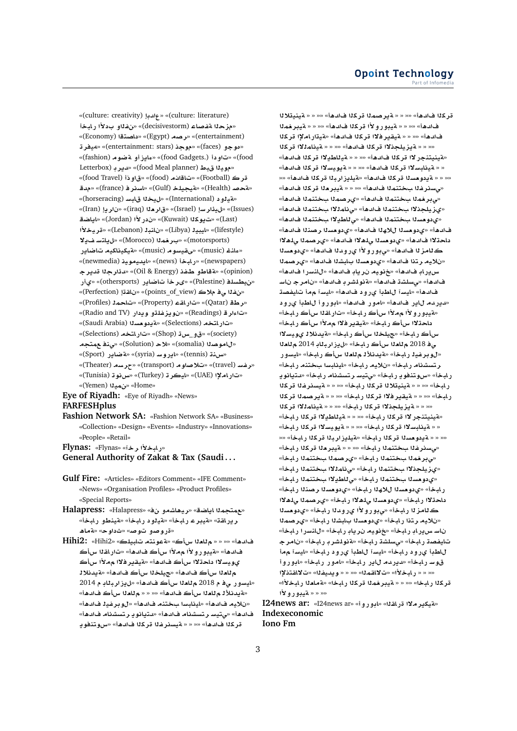«(culture: creativity) إبداع» «(culture: literature) أخبار الأدب والفنون» «(decisivestorm) عاصفة الحزم» «(Economy) اقتصاد» «(Egypt) مصر» «(entertainment) ترفيه» «(entertainment: stars) نجوم» «(faces) وجوه» «(fashion) موضة وأزياء» «(food Gadgets.) أدوات» «(food Letterbox) بريد» «(food Meal planner) طبق اليوم» «(food Travel) أذواق» «(food) ذواقات» «(Football) كرة قدم» «(france) فرنسا» «(Gulf) خليجية» «(Health) صحة» «(horseracing) سباق الخيل» «(International) دولية» «(iraq) العراق» «(Iran) إيران» «(Israel) إسرائيل» «(Issues) قضايا» «(Jordan) الأردن» «(Kuwait) الكويت» «(Last) أخيرة» «(Lebanon) لبنان» «(Libya) ليبيا» «(lifestyle) لايف ستايل» «(Morocco) المغرب» «(motorsports) رياضات ميكانيكية» «(music) موسيقى» «(music) غناء» «(newmedia) نيوميديا» «(news) أخبار» «(newspapers) صحافة» «(Oil & Energy) نفط وطاقة» «(opinion) جريدة الجرائد» «(othersports) رياضات أخرى» «(Palestine) فلسطين» «رأي» «(Perfection) إتقان» «(points_of_view) كلام في الفن» «(Profiles) محطات» «(Property) عقارات» «(Qatar) قطر» «(Radio and TV) راديو وتلفزيون» «(Readings) قراءات» «(Saudi Arabia) السعودية» «(Selections) مختارات» «(Selections) مختارات» «(Shop) تسوق» «(society) مجتمع» «(Solution) حلول» «(somalia) الصومال» «(Sport) رياضة» «(syria) سوريا» «(tennis) تنس» «(Theater) مسرح» «(transport) مواصلات» «(travel) سفر» «(Tunisia) تونس» «(Turkey) تركيا» «(UAE) الإمارات» «(Yemen) اليمن» «Home»

**Eye of Riyadh:** «Eye of Riyadh» «News»

**FARFESHplus**

**Fashion Network SA:** «Fashion Network SA» «Business» «Collection» «Design» «Events» «Industry» «Innovations» «People» «Retail»

**Flynas:** «Flynas» «آخر الأخبار»

**General Authority of Zakat & Tax (Saudi . . .**

**Gulf Fire:** «Articles» «Editors Comment» «IFE Comment» «News» «Organisation Profiles» «Product Profiles» «Special Reports»

**Halapress:** «Halapress» «من وشاهير» «قضايا المجتمع» «أخبار وطنية» «أخبار دولية» «أخبار عربية» «تقارير» «حوادث» «صوت وصورة» «هامة»

**Hihi2:** «Hihi2» «كابتشينو متنوعة» «كأس العالم م » » «» «أهداف كأس الأمم الأوروبية» «أهداف كأس القارات» «أهداف كأس الأمم الأفريقية» «أهداف كأس الاتحاد الأسيوي» «أهداف كأس الخليج» «أهداف كأس العالم للأندية» «أهداف كأس العالم 2018 في روسيا» «أهداف كأس العالم م 2014 بالبرازيل» «أهداف كأس العالم للأندية» «» » » «أهداف منتخب الفيبرول» «أهداف منتخب إسبانيا» «أهداف ميلان» «أهداف يونايتد مانشستر» «أهداف مانشستر سيتي» «أهداف يوفنتوس» «أهداف الكرة الفرنسية» » » «أهداف الكرة التونسية» » » «أهداف الكرة المصرية» » » «أهداف الكرة الأوروبية» » » «أهداف الكرة المغربية» » » «أهداف الكرة الإماراتية» «أهداف الكرة الأفريقية» » » «أهداف الكرة الأمانية» » » «أهداف الكرة الإنجليزية» » » «أهداف الكرة الإيطالية» » » «أهداف الكرة الأرجنتينية» » » «أهداف الكرة الإسبانية» » » «أهداف الكرة البرازيلية» «أهداف الكرة السعودية» » » «أهداف الكرة البرتغالية» » » «أهداف المنتخب الفرنسي» «أهداف المنتخب المصري» «أهداف المنتخب المغربي» «أهداف المنتخب الألماني» «أهداف المنتخب الإنجليزي» «أهداف المنتخب الإيطالي» «أهداف المنتخب السعودي» «أهداف الصقر السعودي» «أهداف الهلال السعودي» «أهداف الأهلي المصري» «أهداف الأهلي السعودي» «أهداف الاتحاد السعودي» «أهداف الدوري الأوروبي» «أهداف كأس الأمم الأوروبية» «أهداف الترجي» «أهداف الشباب السعودي» «أهداف ريال مدريد» «أهداف آرسنال» «أهداف بايرن ميونخ» «أهداف برشلونة» «أهداف تشيلسي» «أهداف بوروسيا دورتموند» «أهداف ريال مدريد» «أهداف روما» «أهداف دوري أبطال أسيا» «أهم تصفيات دوري أبطال أوروبا» «أخبار كأس الأمم الأوروبية» «أخبار كأس القارات» «أخبار كأس الأمم الأفريقية» «أخبار كأس الاتحاد الأسيوي» «أخبار كأس الخليج» «أخبار كأس العالم للأندية» «أخبار كأس العالم 2018 في روسيا» «أخبار كأس العالم 2014 بالبرازيل» «أخبار كأس العالم للأندية» «أخبار منتخب الفيبرول» «أخبار منتخب إسبانيا» «أخبار ميلان» «أخبار يونايتد مانشستر» «أخبار مانشستر سيتي» «أخبار يوفنتوس» «أخبار الكرة التونسية» » » «أخبار الكرة المصرية» » » «أخبار الكرة الأفريقية» » » «أخبار الكرة الإنجليزية» » » «أخبار الكرة الأرجنتينية» » » «أخبار الكرة الإسبانية» » » «أخبار الكرة البرازيلية» «أخبار الكرة السعودية» » » «أخبار الكرة البرتغالية» » » «أخبار المنتخب الفرنسي» «أخبار المنتخب المصري» «أخبار المنتخب المغربي» «أخبار المنتخب الألماني» «أخبار المنتخب الإنجليزي» «أخبار المنتخب الإيطالي» «أخبار المنتخب السعودي» «أخبار الصقر السعودي» «أخبار الهلال السعودي» «أخبار الأهلي المصري» «أخبار الأهلي السعودي» «أخبار الاتحاد السعودي» «أخبار الدوري الأوروبي» «أخبار كأس الأمم الأوروبية» «أخبار الترجي» «أخبار الشباب السعودي» «أخبار ريال مدريد» «أخبار آرسنال» «أخبار بايرن ميونخ» «أخبار برشلونة» «أخبار تشيلسي» «أخبار بوروسيا دورتموند» «أخبار ريال مدريد» «أخبار روما» «أخبار دوري أبطال أسيا» «أهم تصفيات دوري أبطال أوروبا» «أخبار ريال مدريد» «الفيديو» » » «مقالات» «الإنتقالات» «أخبار» » » «أخبار عامة» «أخبار الكرة المغربية» » » «أخبار الكرة الأوروبية» » » »

**I24news ar:** «I24news ar» «أوروبا» «القارة الأمريكية»

**Indexeconomic**

**Iono Fm**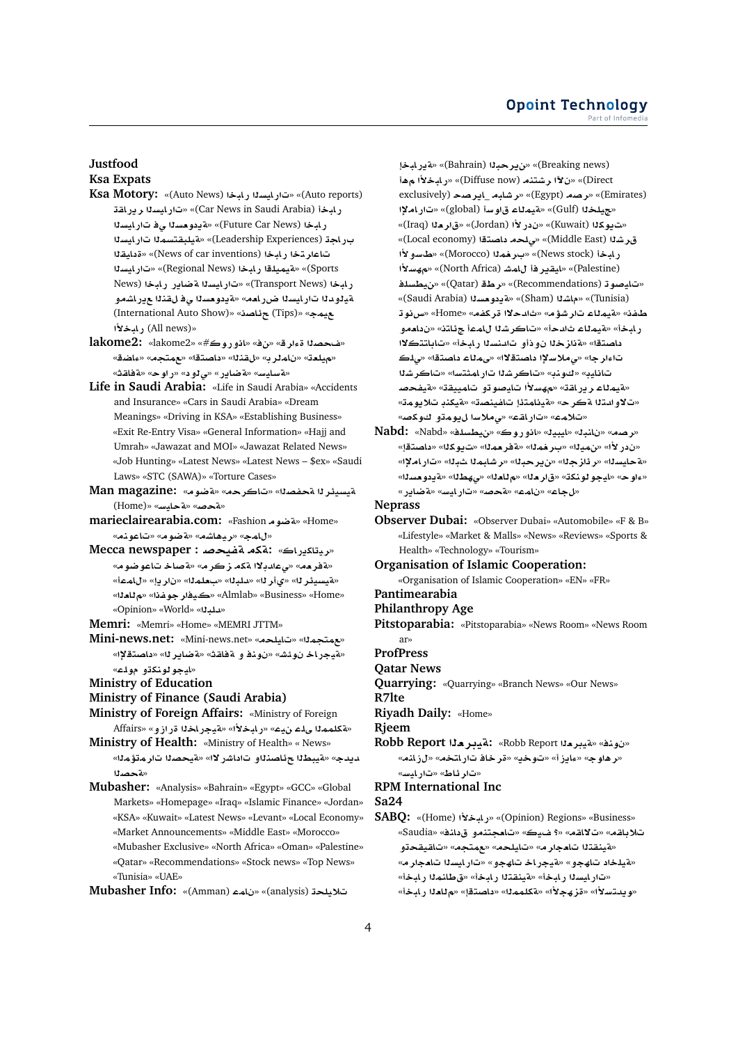**Justfood**

**Ksa Expats**

**Ksa Motory:** «(Auto News) أخبار السيارات» «(Auto reports) تقارير السيارات» «(Car News in Saudi Arabia) أخبار السيارات في السعودية» «(Future Car News) أخبار السيارات المستقبلية» «(Leadership Experiences) تجارب قيادة» «(News of car inventions) أخبار اختراعات السيارات» «(Regional News) أخبار إقليمية» «(Sports News) أخبار رياضة السيارات» «(Transport News) أخبار النقل في السعودية» «معارض السيارات الدولية (International Auto Show)» «نصائح (Tips)» «جميع الأخبار (All news)»

**lakome2:** «lakome2» «#كورونا» «فن» «قراءة الصحف» «بالمرلمان» «القنط» «اقتصاد» «مجتمع» «عاصفة» «حوار» «دولي» «رياضة» «سياسة» «ثقافة»

**Life in Saudi Arabia:** «Life in Saudi Arabia» «Accidents and Insurance» «Cars in Saudi Arabia» «Dream Meanings» «Driving in KSA» «Establishing Business» «Exit Re-Entry Visa» «General Information» «Hajj and Umrah» «Jawazat and MOI» «Jawazat Related News» «Job Hunting» «Latest News» «Latest News – $ex» «Saudi Laws» «STC (SAWA)» «Torture Cases»

**Man magazine:** «موضة» «حركات الصحافة الرئيسية» «سياحة» «صحة» «(Home)»

**marieclairearabia.com:** «Fashion موضة» «Home» «منوعات» «موضة» «مشاهير» «جمال»

**Mecca newspaper : صحيفة مكة:** «كاريكاتير» «موضوعات خاصة» «مكرمة مكة الأولى» «مفرقة» «أعمال» «إيران» «المعلب» «المحلية» «الرأي» «الرئيسية» «العالم» «انفوجرافيك» «Almlab» «Business» «Home» «Opinion» «World» «البلد»

**Memri:** «Memri» «Home» «MEMRI JTTM»

**Mini-news.net:** «Mini-news.net» «محليات» «مجتمع» «الاقتصاد» «الرياضة» «ثقافة و فنون» «شئون خارجية» «علوم وتكنولوجيا»

**Ministry of Education**

**Ministry of Finance (Saudi Arabia)**

**Ministry of Foreign Affairs:** «Ministry of Foreign Affairs» «وزارة الخارجية» «الأخبار» «عين على المملكة»

**Ministry of Health:** «Ministry of Health» « News» «المؤتمرات الصحفية» «الإرشادات والنصائح الطبية» «جديد الصحة»

**Mubasher:** «Analysis» «Bahrain» «Egypt» «GCC» «Global Markets» «Homepage» «Iraq» «Islamic Finance» «Jordan» «KSA» «Kuwait» «Latest News» «Levant» «Local Economy» «Market Announcements» «Middle East» «Morocco» «Mubasher Exclusive» «North Africa» «Oman» «Palestine» «Qatar» «Recommendations» «Stock news» «Top News» «Tunisia» «UAE»

**Mubasher Info:** «(Amman) عمان» «(analysis) تحليلات» «(Breaking news) إخبارية» «(Bahrain) البحرين» «(Direct) أهم الأخبار» «(Diffuse now) منشر الآن» «(Emirates) exclusively) مصر (Egypt)» «مصر_مباشر حصرياً» «الإمارات (global) أسواق عالمية» «الخليج (Gulf)» «الكويت (Kuwait)» «الأردن (Jordan)» «العراق (Iraq)» «الشرق (Middle East) اقتصاد محلي» «(Local economy)» «أخبار (News stock)» «المغرب (Morocco)» «الأوسط» «الأسهم» «(North Africa) شمال أفريقيا» «(Palestine) توصيات (Recommendations)» «قطر (Qatar)» «فلسطين (Tunisia)» «الشام (Sham)» «السعودية (Saudi Arabia)» «تونس» «Home» «مؤشرات الأسواق العالمية» «فكرة الاستثمار» «نظف عمودي» «نتائج أعمال الشركات» «أحداث الشركات العالمية» «أخبار التكتلات» «أخبار السندات وأذون الخزانة» «اقتصاد الشركات» «اقتصاد عالمي» «الاقتصاد الإسلامي» «إجراءات الشركات» «استثمارات الشركات» «بنوك» «بيانات صحفية» «تقييمات وتوصيات الأسهم» «تقارير عالمية» «توصيات كبرى» «تحركات دينامية» «تصنيفات ائتمانية» «تداولات صكوك وتوصيات الإسلامي» «عقارات» «عملات»

**Nabd:** «Nabd» «فلسطين» «كورونا» «ليبيا» «لبنان» «مصر» «الأردن» «اليمن» «المغرب» «المغربية» «الكويت» «اقتصاد» «الإمارات» «الجزائر» «البحرين» «المباشر» «السياحة» «السعودية» «الطقس» «العالم» «العراق» «تكنولوجيا» «حواء» «رياضة» «سيارات» «صحة» «منوعات» «عاجل»

**Neprass**

**Observer Dubai:** «Observer Dubai» «Automobile» «F & B» «Lifestyle» «Market & Malls» «News» «Reviews» «Sports & Health» «Technology» «Tourism»

**Organisation of Islamic Cooperation:** «Organisation of Islamic Cooperation» «EN» «FR»

**Pantimearabia**

**Philanthropy Age**

**Pitstoparabia:** «Pitstoparabia» «News Room» «News Room ar»

**ProfPress**

**Qatar News**

**Quarrying:** «Quarrying» «Branch News» «Our News»

**R7lte**

**Riyadh Daily:** «Home»

**Rjeem**

**Robb Report المربعة:** «Robb Report المربعة» «فنون» «منازل» «خيارات فخرة» «يخوت» «جوائز» «جواهر» «سيارات» «ساعات»

**RPM International Inc**

**Sa24**

**SABQ:** «(Home) الأخبار» «(Opinion) Regions» «Business» «Saudia» «فنادق وتجمعات» «كيف؟» «مقالات» «مقابلات وتحقيقات» «مجتمع» «محليات» «مراجعات التقنية» «وجهات خارجية» «وجهات داخلية» «أخبار السيارات» «أخبار التقنية» «أخبار المطاعم» «أخبار العالم» «إقتصاد» «المملكة» «الأجهزة» «الاستديو»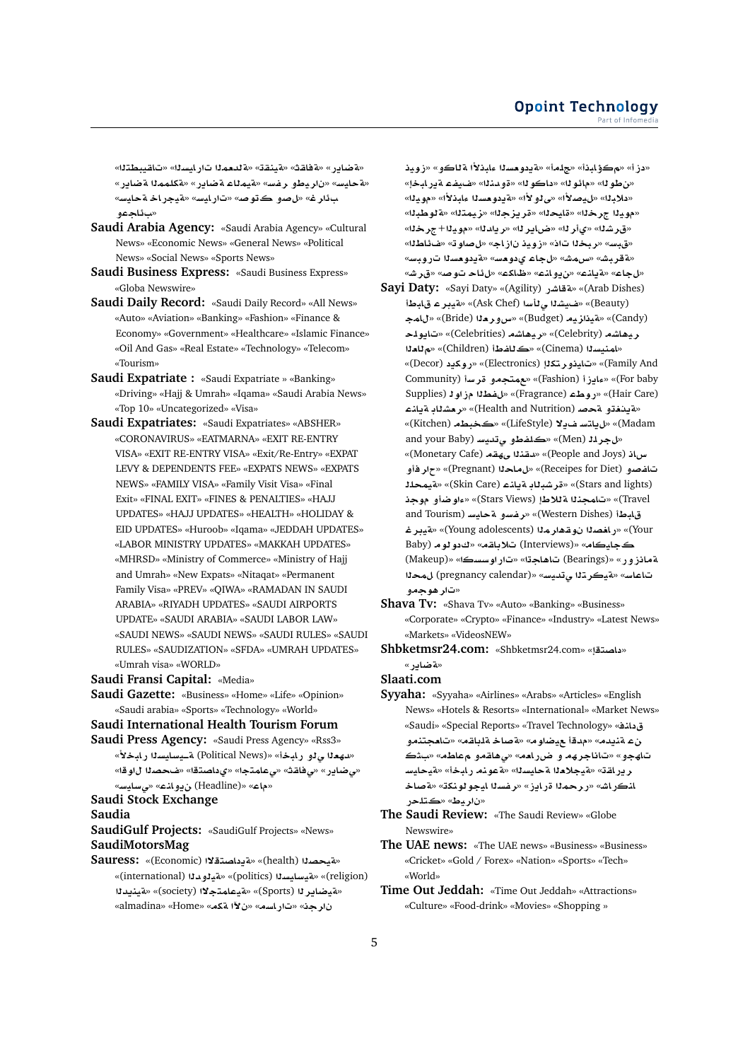«التطبيقات» «السيارات العملة» «تقنية» «ثقافة» «رياضة»
«سياحة» «سفر وطيران» «رياضة عالمية» «رياضة المملكة»
«غرائب» «صوتك وصل» «سيارات» «سياحة خارجية»
«وعجائب»

**Saudi Arabia Agency:** «Saudi Arabia Agency» «Cultural News» «Economic News» «General News» «Political News» «Social News» «Sports News»

**Saudi Business Express:** «Saudi Business Express» «Globa Newswire»

**Saudi Daily Record:** «Saudi Daily Record» «All News» «Auto» «Aviation» «Banking» «Fashion» «Finance & Economy» «Government» «Healthcare» «Islamic Finance» «Oil And Gas» «Real Estate» «Technology» «Telecom» «Tourism»

**Saudi Expatriate :** «Saudi Expatriate » «Banking» «Driving» «Hajj & Umrah» «Iqama» «Saudi Arabia News» «Top 10» «Uncategorized» «Visa»

**Saudi Expatriates:** «Saudi Expatriates» «ABSHER» «CORONAVIRUS» «EATMARNA» «EXIT RE-ENTRY VISA» «EXIT RE-ENTRY VISA» «Exit/Re-Entry» «EXPAT LEVY & DEPENDENTS FEE» «EXPATS NEWS» «EXPATS NEWS» «FAMILY VISA» «Family Visit Visa» «Final Exit» «FINAL EXIT» «FINES & PENALTIES» «HAJJ UPDATES» «HAJJ UPDATES» «HEALTH» «HOLIDAY & EID UPDATES» «Huroob» «Iqama» «JEDDAH UPDATES» «LABOR MINISTRY UPDATES» «MAKKAH UPDATES» «MHRSD» «Ministry of Commerce» «Ministry of Hajj and Umrah» «New Expats» «Nitaqat» «Permanent Family Visa» «PREV» «QIWA» «RAMADAN IN SAUDI ARABIA» «RIYADH UPDATES» «SAUDI AIRPORTS UPDATE» «SAUDI ARABIA» «SAUDI LABOR LAW» «SAUDI NEWS» «SAUDI NEWS» «SAUDI RULES» «SAUDI RULES» «SAUDIZATION» «SFDA» «UMRAH UPDATES» «Umrah visa» «WORLD»

**Saudi Fransi Capital:** «Media»

**Saudi Gazette:** «Business» «Home» «Life» «Opinion» «Saudi arabia» «Sports» «Technology» «World»

**Saudi International Health Tourism Forum**

**Saudi Press Agency:** «Saudi Press Agency» «Rss3» «الأخبار السياسية (Political News)» «أخبار ولي العهد» «أقوال الصحف» «اقتصادي» «اجتماعي» «ثقافي» «رياضي» «سياسي» «العناوين (Headline)» «عام»

**Saudi Stock Exchange**

**Saudia**

**SaudiGulf Projects:** «SaudiGulf Projects» «News»

**SaudiMotorsMag**

**Sauress:** «الاقتصادية (Economic)» «الصحية (health)» «الدولية (international)» «السياسية (politics)» «الدينية (religion)» «الاجتماعية (society)» «الرياضية (Sports)» «almadina» «Home» «مكة الآن» «مسارات» «نجران»

«أزد» «أنباؤكم» «أملج» «وكالة الأنباء السعودية» «نيوز» «الوطن» «القوائم» «الوكاد» «الندوة» «إخبارية خفيف» «الميلاد» «الأصيل» «الأولى» «الأنباء السعودية» «اليوم» «الخرج اليوم» «الحياة» «الجزيرة» «التميز» «البطولة» «الشرق» «الرأي» «الرياض» «الديار» «الخرج+اليوم» «سبق» «ذات الخبر» «جازان نيوز» «تواصل» «الطائف» «بشرقة» «شمس» «سعودي عاجل» «سبورت السعودية» «عاجل» «عناية» «عناوين» «عكاظ» «صوت حائل» «شرق»

**Sayi Daty:** «Sayi Daty» «رشاقة (Agility)» «أطباق عربية (Arab Dishes)» «اسأل الشيف (Ask Chef)» «جمال (Beauty)» «العروس (Bride)» «ميزانية (Budget)» «حلويات (Candy)» «مشاهير (Celebrity)» «مشاهير (Celebrities)» «أطفال (Children)» «عالم السينما (Cinema)» «ديكور (Decor)» «إلكترونيات (Electronics)» «أسرة ومجتمع (Family And Community)» «أزياء (Fashion)» «لوازم الطفل (For baby Supplies)» «عطور (Fragrance)» «العناية بالشعر (Hair Care)» «صحة وتغذية (Health and Nutrition)» «مطبخ (Kitchen)» «لايف ستايل (LifeStyle)» «مدام وطفلك (Madam and your Baby)» «الرجل (Men)» «مقهى النقد (Monetary Cafe)» «ناس وأفراح (People and Joys)» «حوامل (Pregnant)» «وصفات للرجيم (Receipes for Diet)» «العناية بالبشرة (Skin Care)» «نجوم وأضواء (Stars and lights)» «إطلالات النجوم (Stars Views)» «سياحة وسفر (Travel and Tourism)» «أطباق غربية (Western Dishes)» «المراهقون الصغار (Young adolescents)» «مولودك (Your Baby)» «مقابلات (Interviews)» «مكياج (Makeup)» «اكسسوارات» «اتجاهات (Bearings)» «روزنامة الحمل (pregnancy calendar)» «سيدتي الذكية» «ساعات» «مجوهرات»

**Shava Tv:** «Shava Tv» «Auto» «Banking» «Business» «Corporate» «Crypto» «Finance» «Industry» «Latest News» «Markets» «VideosNEW»

**Shbketmsr24.com:** «Shbketmsr24.com» «اقتصاد» «رياضة»

**Slaati.com**

**Syyaha:** «Syyaha» «Airlines» «Arabs» «Articles» «English News» «Hotels & Resorts» «International» «Market News» «Saudi» «Special Reports» «Travel Technology» «فنادق ومنتجعات» «عن مدينة» «مواضيع أخرى» «مقابلات خاصة» «مطاعم ومقاهي» «معارض ومهرجانات» «وجهات» «أخبار منوعة» «السياحة العلاجية» «تقارير» «سياحية خاصة» «تكنولوجيا السفر» «زيارة المرور» «شاركنا» «رحلتك» «وطيران»

**The Saudi Review:** «The Saudi Review» «Globe Newswire»

**The UAE news:** «The UAE news» «Business» «Business» «Cricket» «Gold / Forex» «Nation» «Sports» «Tech» «World»

**Time Out Jeddah:** «Time Out Jeddah» «Attractions» «Culture» «Food-drink» «Movies» «Shopping »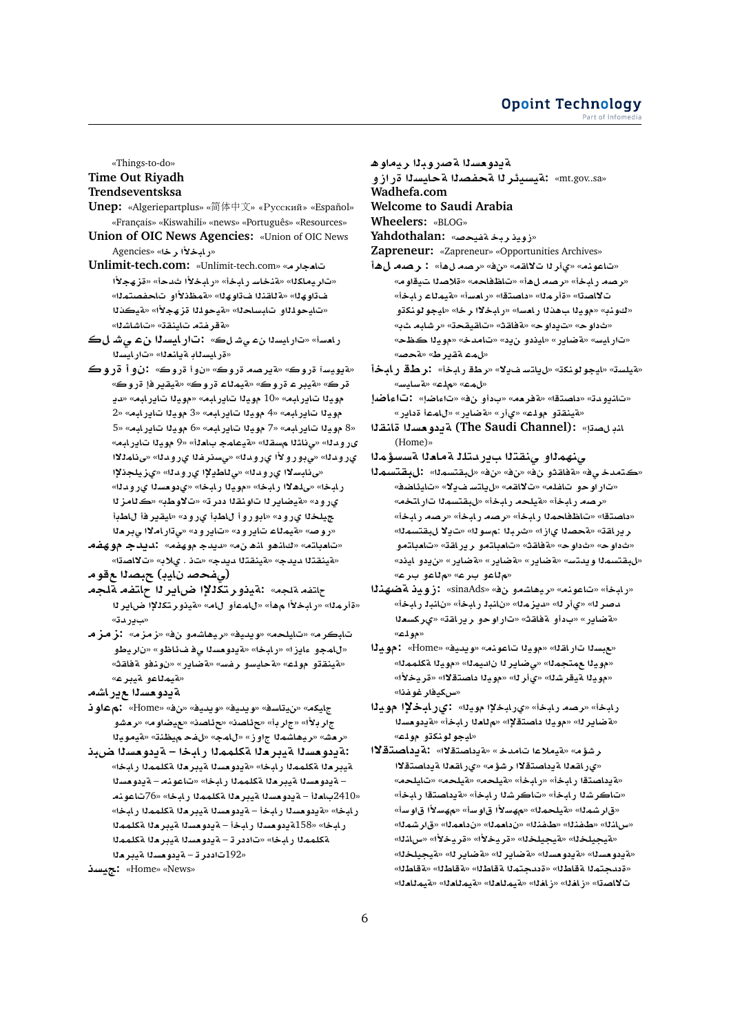«Things-to-do»

**Time Out Riyadh**

**Trendseventsksa**

**Unep:** «Algeriepartplus» «简体中文» «Русский» «Español» «Français» «Kiswahili» «news» «Português» «Resources»

**Union of OIC News Agencies:** «Union of OIC News Agencies» «آخر الأخبار»

**Unlimit-tech.com:** «Unlimit-tech.com» «مراجعات» «الأجهزة» «أحدث الأخبار» «أخبار خاصة» «الكاميرات» «مستحضرات» «الملحقات والأنظمة» «الهواتف النقالة» «الهواتف» «التكنولوجيا» «الأجهزة الذكية» «الحاسبات واللوحيات» «الشاشات» «تقنيات متفرقة»

**كل شيء عن السيارات:** «كل شيء عن السيارات» «أسعار السيارات» «العناية بالسيارة»

**كورة أون:** «كورة أون» «كورة مصرية» «كورة إسبانية» «كورة إفريقية» «كورة عالمية» «كورة عربية» «مد» «مباريات اليوم 10» «مباريات اليوم 4» «مباريات اليوم 3» «مباريات اليوم 2» «مباريات اليوم 8» «مباريات اليوم 7» «مباريات اليوم 6» «مباريات اليوم 5» «مباريات اليوم 9» «الأهداف عالمية» «القسم الثاني» «الدوري» «الدوري الأوروبي» «الدوري الفرنسي» «الدوري الألماني» «الدوري الإنجليزي» «الدوري الإسباني» «الدوري الإيطالي» «الأهلي» «الدوري السعودي» «أخبار الزمالك» «بطولات» «ترتيب الفرق» «دوري أبطال إفريقيا» «دوري الرياضية» «دوري أبطال أوروبا» «دوري المحترفين» «دوري الإمارات العربي» «دوريات عالمية» «صور»

**مفهوم جديد:** «مفهوم جديد» «من نحن وماذا نفعل» «اتصالات» «بلاي. تك» «جديد التقنية»

**مقوم الصحيح (بيان صحفي)**

**مجلة مفتاح الرياض التكنولوجية:** مجلة مفتاح «الرياض التكنولوجية» «المال والأعمال» «أهم الأخبار» «المرأة» «تدريب»

**مزمز:** «مزمز» «فن ومشاهير» «فيديو» «محليات» «كرتون ووظائف في السعودية» «أخبار» «إيجار مقابل» «ثقافة وفنون» «سفر وسياحة» «رياضة» «علوم وتقنية» «عربية وعالمية»

**مشاريع السعودية**

**موادع:** «Home» «فن» «فيديو» «فيديو» «فساتين» «مكياج» «أبراج» «أبراج» «نصائح» «نصائح» «مواضيع» «مشاهير» «شعر» «جمال» «زواج المشاهير» «حفلات منظمة» «منوعة»

**نبض السعودية – أخبار المملكة العربية السعودية:** «أخبار المملكة العربية السعودية» «أخبار المملكة العربية السعودية» «أخبار المملكة العربية السعودية – منوعات» «منوعات 76» «أخبار المملكة العربية السعودية – الأعداد 2410» «أخبار المملكة العربية السعودية – أخبار السعودية 158» «أخبار المملكة العربية السعودية – ترددات» «أخبار المملكة العربية السعودية – ترددات 192»

**نسيج:** «Home» «News»

**هواوي ريفر السعودية**

**وزارة السياحة الصفحة الرئيسية:** «mt.gov..sa»

**Wadhefa.com**

**Welcome to Saudi Arabia**

**Wheelers:** «BLOG»

**Yahdothalan:** «صحيفة خبر نيوز»

**Zapreneur:** «Zapreneur» «Opportunities Archives»

**أهل مصر:** «أهل مصر» «فن» «مقالات الرأي» «منوعات» «أخبار أهل مصر» «محافظات» «وقائع وتحقيقات» «أخبار عالمية» «اقتصاد» «أسعار» «المرأة» «تكنولوجيا» «آخر الأخبار» «أسعار الذهب اليوم» «نوبيك» «حوادث» «شباب» «تحقيقات» «ثقافة» «حوادث» «سيارات» «دين ودنيا» «رياضة» «خدمات» «الوكيل اليوم» «صحة» «طريقة عمل»

**أخبار قطر:** «أخبار قطر» «كيف تستثمر» «تكنولوجيا» «سياسة» «علوم» «عمل»

**إضاءات:** «إضاءات» «فن وأدب» «معرفة» «اقتصاد» «مدونات» «إدارة الأعمال» «رياضة» «رأي» «علوم وتقنية»

**القناة السعودية (The Saudi Channel):** اتصل بنا (Home)

**المؤسسة العامة للتدريب التقني والمهني**

**المستقبل:** «المستقبل» «فن» «فن وثقافة» «في خدمتك» «مقالات كيف تستطيع» «الوظائف» «اختيارات المستقبل» «أخبار محلية» «أخبار مصر» «أخبار مصر» «أخبار المحافظات» «اقتصاد» «المستقبل لايت» «موسم البرنامج: إذاعي الحصة» «تقارير» «ثقافة» «حوادث» «مباريات» «تقارير» «رياضة» «رياضة» «دين ودنيا» «ستوديو المستقبل» «عرب وعالم»

**النهضة نيوز:** «أخبار» «منوعات» «من مشاهير» «sinaAds» «الرأي» «المرأة» «دبلوماسية» «أخبار لبنان» «لبنان» «أخبار الكويت» «تقارير وحوارات» «ثقافة وأدب» «رياضة» «علوم»

**اليوم:** «Home» «القرارات السبع» «مقالات اليوم» «فيديو» «الإيمان الرياضي» «المجتمع اليوم» «الكلمة» «اقتصاد اليوم» «الرأي» «الأخيرة» «اليوم الشرقية» «انفوجرافيكس»

**اليوم الإخباري:** «اليوم الإخباري» «أخبار مصر» «أخبار» «أخبار السعودية» «أخبار العالم» «الاقتصاد اليوم» «الرياضة» «علوم وتكنولوجيا»

**الاقتصادية:** «الاقتصادية» «خدمات إعلامية» «مؤشر الاقتصادية العقاري» «مؤشر الاقتصادية العقاري» «محليات» «محليات» «أخبار» «أخبار اقتصادية» «أخبار الشركات» «أسواق الأسهم» «المحليات» «المشراق» «الأسواق» «الشمال» «المعادن» «النفط» «الشرق» «الخليجية» «الأخيرة» «الخليجية» «الخليجية» «السعودية» «المنطقة» «الرياضة» «الطاقة» «الطاقة المتجددة» «الطاقة» «المتجددة» «الطاقة المتجددة» «العالمية» «العالمية» «الغاز» «الغاز» «الاتصالات»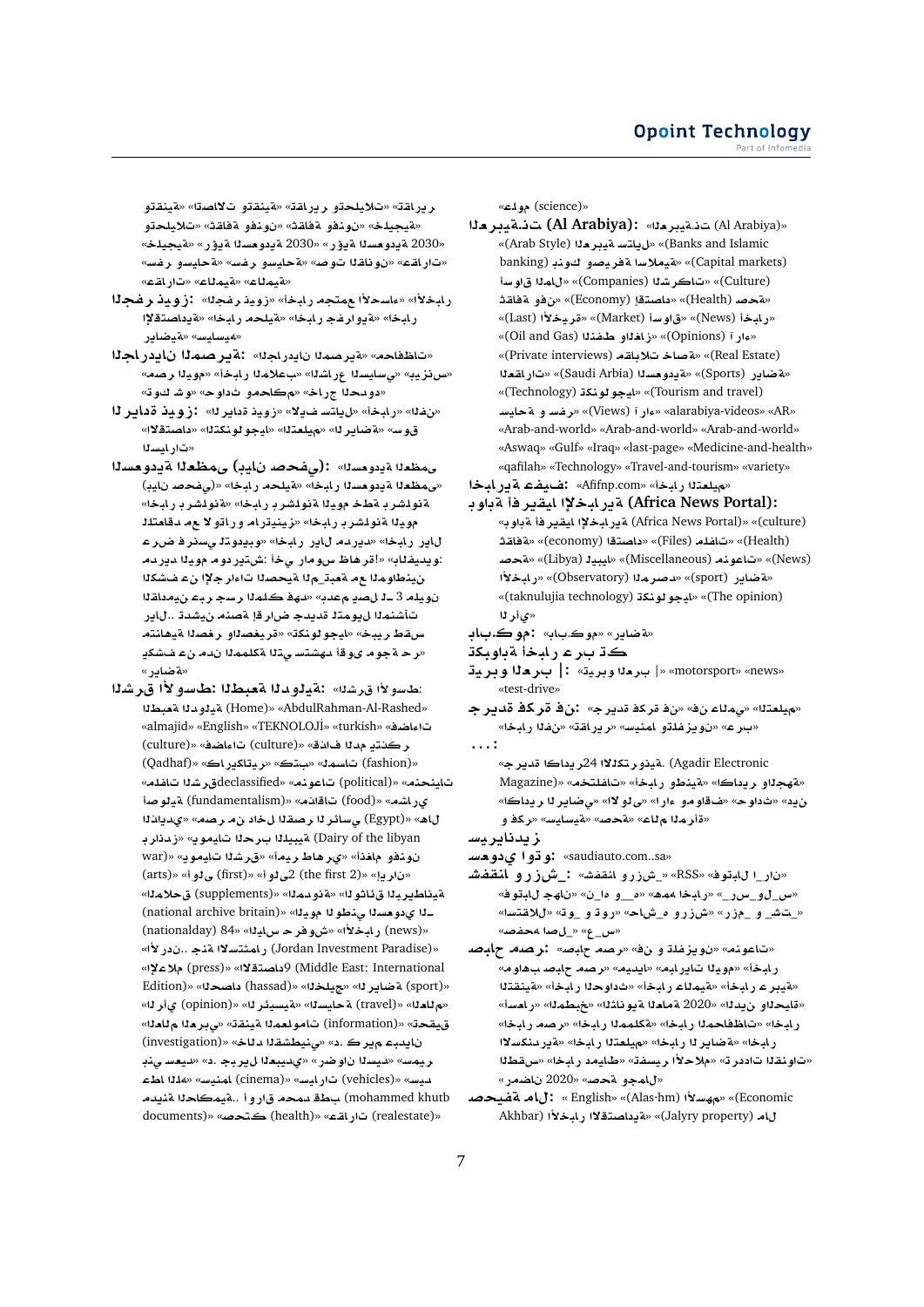«وتقنية» «الاتصالات وتحليلات» «تقارير» «وتحليلات» «ثقافة» «وفنون» «خليجية» «خليجية» «رؤية» «رؤية السعودية» «2030» «سفر وسياحة» «صوت المكان» «قارات» «عالمية» «عالمية» «قارات»

**الفجر نيوز:** «الفجر نيوز» «مجتمع الأحداث» «أخبار الاقتصادية» «أخبار محلية» «أخبار فرعية» «أخبار سياسية» «رياضية»

**الجزائر المصرية:** «الجزائر المصرية» «فاعليات» «مصر اليوم» «أخبار عالمية» «بث الإرسال السياسي» «بيزنس» «مصر» «خارج ملاعب ومحاكم» «حوادث» «توك شو»

**الدائرة نيوز:** «الدائرة نيوز» «اليلاست فن» «أخبار» «الفن» «التكنولوجيا» «العلمية» «رياضة» «سوق الاقتصاد» «السيارات»

**السعودية العظمى (يابان صحفي):** «السعودية العظمى» «يابان صحفي» «أخبار محلية» «السعودية العظمى» «أخبار بالشركة» «أخبار بالشركة خط اليوم» «أخبار بالشركة» «مارتينيز» «تلاقى مع لا تورو اليوم» «أخبار اليوم» «فيديو» «تسويق بر فرص عرض أخبار اليوم مدير اليوم مدير دوتشي أخرى: «بالفيديو: هاظ أمر سورم» الشكل عن الإحراءات الحصية المتابعة مع المواطنين القادمين بعد عبر جسر الملك عبدهم «بعد 3 سل اليوم مليون ريال.. تدشين منصة إقرار جديدة للتيل اتشآت» «تكنولوجيا» «فضيعيرة كبيرة قطن مناهية القصد والتفضيل» «تكشف عن مدن الكلمة التي ستشهد أقوى موجة حر» «رياضة»

**الشرق الأوسط: العبقة الدولية:** الشرق الأوسط: العبقة الدولية (Home)» «AbdulRahman-Al-Rashed» «almajid» «English» «TEKNOLOJİ» «turkish» «فضاءات» «فضاءات (culture)» «فنادق المدن تتكر» «(culture)» «كاريكاتير» «كتب» «سامسات» «fashion» «(Qadhaf)» «ملفات الشرق declassified» «منوعات (political)» «منحنيات» «أصولية (fundamentalism)» «مائدات (food)» «مشاهير» «الجائدي» «صمر من داخل الصرت الرئاسي» «مصر (Egypt)» «ألك» «بدر زدر» «يوميات الحرب الليبية (Dairy of the libyan war)» «يوميات الشرق» «أميريك حفظ الملون وفنون (arts)» «أولى (first)» «أولى (the first 2)» «إيران» «الملاحق (supplements)» «المدونة» «الوثائق البريطانية» «الوطن السعودي (national archive britain)» «الـ 84 اليوم فضح شوقي» «الأخبار (news)» «(nationalday) الأردن.. جنة الاستثمار (Jordan Investment Paradise)» «الإعلام (press)» «الاقتصاد 9» «(Middle East: International Edition)» «الحصاد (hassad)» «الخليج» «الرياضة (sport)» «الرأي (opinion)» «الرئيسية» «الرحالة (travel)» «العالم» «العالم العربي» «تقنية المعلومات (information)» «تحقيق (investigation)» «حـ لا كـ ميرحابات الشقيقين» «نيبر عائدة» «بيتي حماية البريكي» «د. سعيد ضارون الميس» «ريميس اطلاع المالية» «سينما (cinema)» «سيارات (vehicles)» «سياسة» «مدينة الكمية.. أوراق محمد قطب (mohammed khutb documents)» «صحتك (health)» «عقارات (realestate)»

«علوم (science)»

**العربية.نت (Al Arabiya):** «العربية.نت (Al Arabiya)» «ستايل العربية (Arab Style)» «بنوك وصيرفة إسلامية (Banks and Islamic banking)» «أسواق المال (Capital markets)» «الشركات (Companies)» «ثقافة (Culture)» «اقتصاد (Economy)» «صحة (Health)» «أخبار (News)» «أسواق (Market)» «الأخيرة (Last)» «آراء (Opinions)» «النفط والغاز (Oil and Gas)» «مقابلات خاصة (Private interviews)» «عقارات (Real Estate)» «رياضة (Sports)» «السعودية (Saudi Arbia)» «تكنولوجيا (Technology)» «سياحة وسفر (Tourism and travel)» «آراء (Views)» «alarabiya-videos» «AR» «Arab-and-world» «Arab-and-world» «Arab-and-world» «Aswaq» «Gulf» «Iraq» «last-page» «Medicine-and-health» «qafilah» «Technology» «Travel-and-tourism» «variety»

**اخبارية فيفة:** «Afifnp.com» «اخبار التعليم»

**بوابة أفريقيا الإخبارية (Africa News Portal):** «بوابة أفريقيا الإخبارية (Africa News Portal)» «(culture)» «ثقافة» «اقتصاد (economy)» «ملفات (Files)» «(Health)» «صحة» «متنوعات (Miscellaneous)» «ليبيا (Libya)» «(News)» «الأخبار» «المرصد (Observatory)» «رياضة (sport)» «تكنولوجيا (taknulujia technology)» «(The opinion)» «الرأي»

**باب.كوم:** «باب.كوم» «رياضة»

**بكاوية الخبر عرب تك**

**تيربو العرب |:** «تيربو العرب |» «motorsport» «news» «test-drive»

**جريدة فكرة فن:** «جريدة فكرة فن» «فن عالمي» «التعليم» «أخبار الفن» «تقارير» «سينما وتلفزيون» «عرب»

**. . . :**

«جريدة أكادير 24 التلفزيونية. (Agadir Electronic Magazine)» «مختلفات» «أخبار وطنية» «أكادير والجهة» «أكادير الرياضي» «الأولى» «آراء ومواقف» «حوادث» «دين و» «مجتمع» «صحة» «سياسية» «عالم المرأة» «فكر و»

**سيارات بدون**

**سعودي أوتو:** «saudiauto.com..sa»

**شفقنا و رزش_:** «شفقنا و رزش_» «RSS» «توفيا_ار ن» «فيتواجلان_ن_او_ه» «مهم» «الأخبار» «_س_ر_و_ل_س» «استقلال» «قوت_و_ روت» «شاح_ه_رزش» «_ر زم_و _شت» «مخصصة_ال صـع_س» «»

**صاحب مصر:** «صاحب مصر» «فن و تلفزيون» «منوعات» «مع أمواله صاحب مصر» «ميديا» «ابراشات اليوم» «اخبار» «التقنية» «اخبار الحوادث» «أخبار عالمية» «أخبار عربية» «التعليم والجامعة 2020» «الشخطبة» «أسرار» «أخبار مصر» «أخبار مصر» «أخبار المحافظات» «أخبار الكلمة» «أخبار الرياضة» «أخبار التعليم» «أخبار الإسكندرية» «أخبار القسط» «أخبار دمياط» «تفسير الأحلام» «تردد القنوات» «المجال» «مصر 2020» «جولة حصة»

**صحيفة المال:** «English» «(Alas-hm) الأسهم» «(Economic Akhbar) الأخبار الاقتصادية» «(Jalyry property) مال»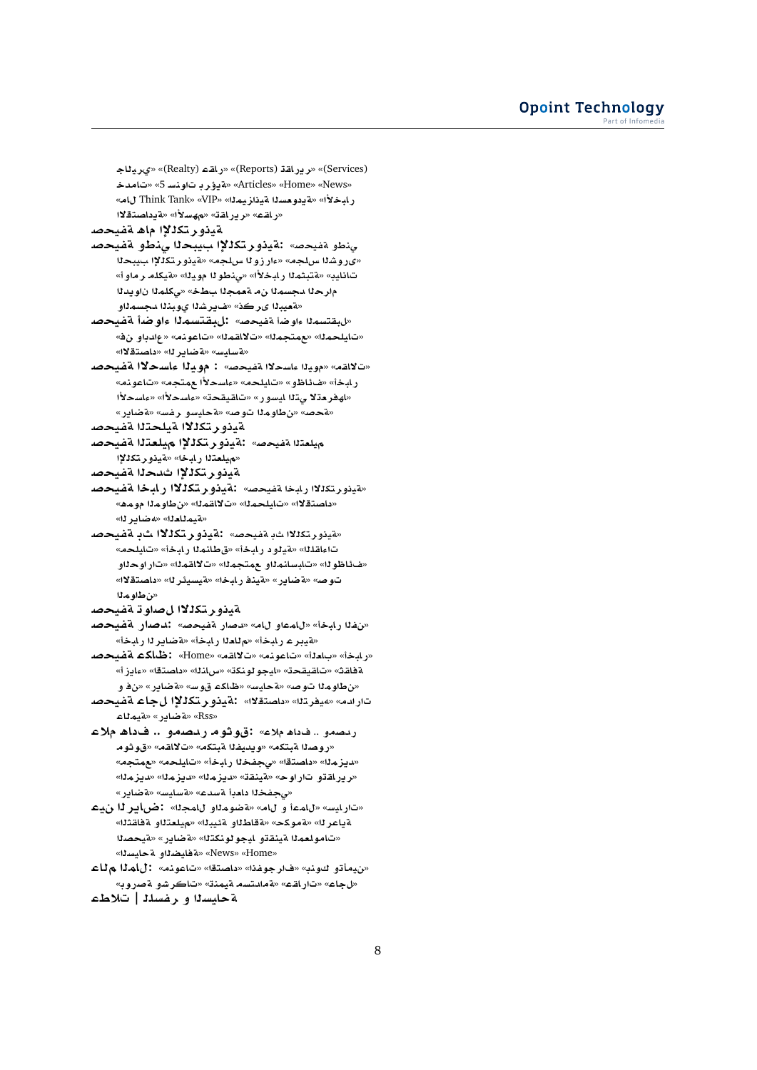(Services)» «تقارير (Reports)» «عقار (Realty)» «جاليري»
«News» «Home» «Articles» «5 سنوات برؤية» «خدمات»
«الأخبار» «الميزانية السعودية» «VIP» «Think Tank مال»
«الاستدامة» «الأسهم» «تقارير» «عقار»

**صحيفة هام الإلكترونية**

**صحيفة وطني الحبيب الإلكترونية:** «صحيفة وطني
الحبيب الإلكترونية» «مجلس الوزراء» «مجلس الشورى»
«أوامر ملكية» «اليوم الوطني» «الأخبار المثبتة» «بيانات»
«الديوان الملكي» «خطب الجمعة من المسجد الحرام
والمسجد النبوي الشريف» «ذكرى البيعة»

**صحيفة أضواء المستقبل:** «صحيفة أضواء المستقبل»
«فن وإبداع» «منوعات» «المقالات» «المجتمع» «المحليات»
«الاقتصاد» «الرياضة» «سياسة»

**صحيفة الأحساء اليوم :** «صحيفة الأحساء اليوم» «مقالات»
«منوعات» «مجتمع الأحساء» «محليات» «وظائف» «أخبار
الأحساء» «الأحساء» «تحقيقات» «روسيا التي لا تعرفها»
«رياضة» «سفر وسياحة» «صوت المواطن» «صحة»

**صحيفة التحلية الإلكترونية**

**صحيفة التعليم الإلكترونية:** «صحيفة التعليم
الإلكترونية» «أخبار التعليم»

**صحيفة الحدث الإلكترونية**

**صحيفة أخبار الإلكترونية:** «صحيفة أخبار الإلكترونية»
«هموم المواطن» «المقالات» «المحليات» «الاقتصاد»
«الرياضة» «العالمية»

**صحيفة بث الإلكترونية:** «صحيفة بث الإلكترونية»
«محليات» «أخبار المناطق» «دولية» «القضاءات
وحوارات» «المقالات» «المجتمع والمناسبات» «وظائف»
«الاقتصاد» «الرئيسية» «أخبار فنية» «رياضة» «صوت
المواطن»

**صحيفة تواصل الإلكترونية**

**صحيفة رصد:** «صحيفة رصد» «مال وأعمال» «أخبار الفن»
«أخبار الرياضة» «أخبار العالم» «أخبار عربية»

**صحيفة عكاظ:** «Home» «مقالات» «منوعات» «الملاعب» «أخبار
«أزياء» «اقتصاد» «الناس» «تكنولوجيا» «تحقيقات» «ثقافة
و فن» «رياضة» «سوق عكاظ» «سياحة» «صوت المواطن»

**صحيفة عاجل الإلكترونية:** «الاقتصاد» «الترفيه» «إدارات
عالمية» «رياضة» «Rss»

**ماجد عاطف .. ومصدر موثوق:** «ماجد عاطف .. ومصدر
موثوق» «مقالات» «مكتبة الفيديو» «مكتبة الصور»
«مجتمع» «محليات» «أخبار الخفجي» «اقتصاد» «المزيد»
«المزيد» «المزيد» «المزيد» «تقنية» «حوارات وتقارير»
«رياضة» «سياسة» «عدسة أبناء الخفجي»

**عين الرياض:** «سيارات» «مال و أعمال» «الجمال والموضة»
«الثقافة والتعليم» «البيئة والطاقة» «حكومة» «الرعاية
الصحية» «رياضة» «التكنولوجيا وتقنية المعلومات»
«السياحة والضيافة» «News» «Home»

**عالم المال:** «منوعات» «اقتصاد» «انفوجراف» «بنوك وتأمين»
«بورصة وشركات» «تنمية مستدامة» «عقارات» «عاجل»

**عطلات | السفر و السياحة**